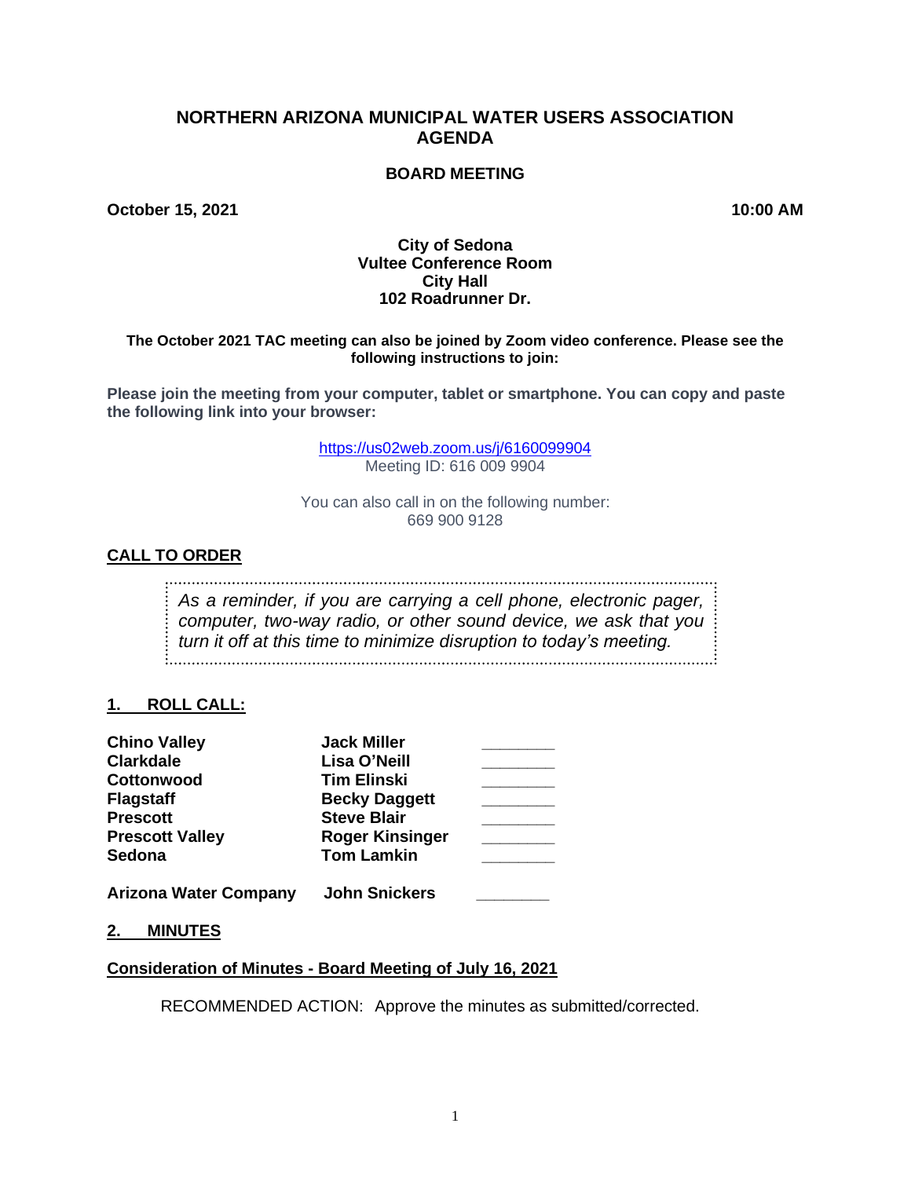# NORTHERN ARIZONA MUNICIPAL WATER USERS ASSOCIATION AGENDA

## BOARD MEETING

**October 15, 2021** **10:00 AM**

**City of Sedona**
**Vultee Conference Room**
**City Hall**
**102 Roadrunner Dr.**

**The October 2021 TAC meeting can also be joined by Zoom video conference. Please see the following instructions to join:**

**Please join the meeting from your computer, tablet or smartphone. You can copy and paste the following link into your browser:**

https://us02web.zoom.us/j/6160099904
Meeting ID: 616 009 9904

You can also call in on the following number:
669 900 9128

## CALL TO ORDER

> *As a reminder, if you are carrying a cell phone, electronic pager, computer, two-way radio, or other sound device, we ask that you turn it off at this time to minimize disruption to today's meeting.*

## 1. ROLL CALL:

| | | |
|---|---|---|
| **Chino Valley** | **Jack Miller** | ________ |
| **Clarkdale** | **Lisa O'Neill** | ________ |
| **Cottonwood** | **Tim Elinski** | ________ |
| **Flagstaff** | **Becky Daggett** | ________ |
| **Prescott** | **Steve Blair** | ________ |
| **Prescott Valley** | **Roger Kinsinger** | ________ |
| **Sedona** | **Tom Lamkin** | ________ |
| **Arizona Water Company** | **John Snickers** | ________ |

## 2. MINUTES

**Consideration of Minutes - Board Meeting of July 16, 2021**

RECOMMENDED ACTION: Approve the minutes as submitted/corrected.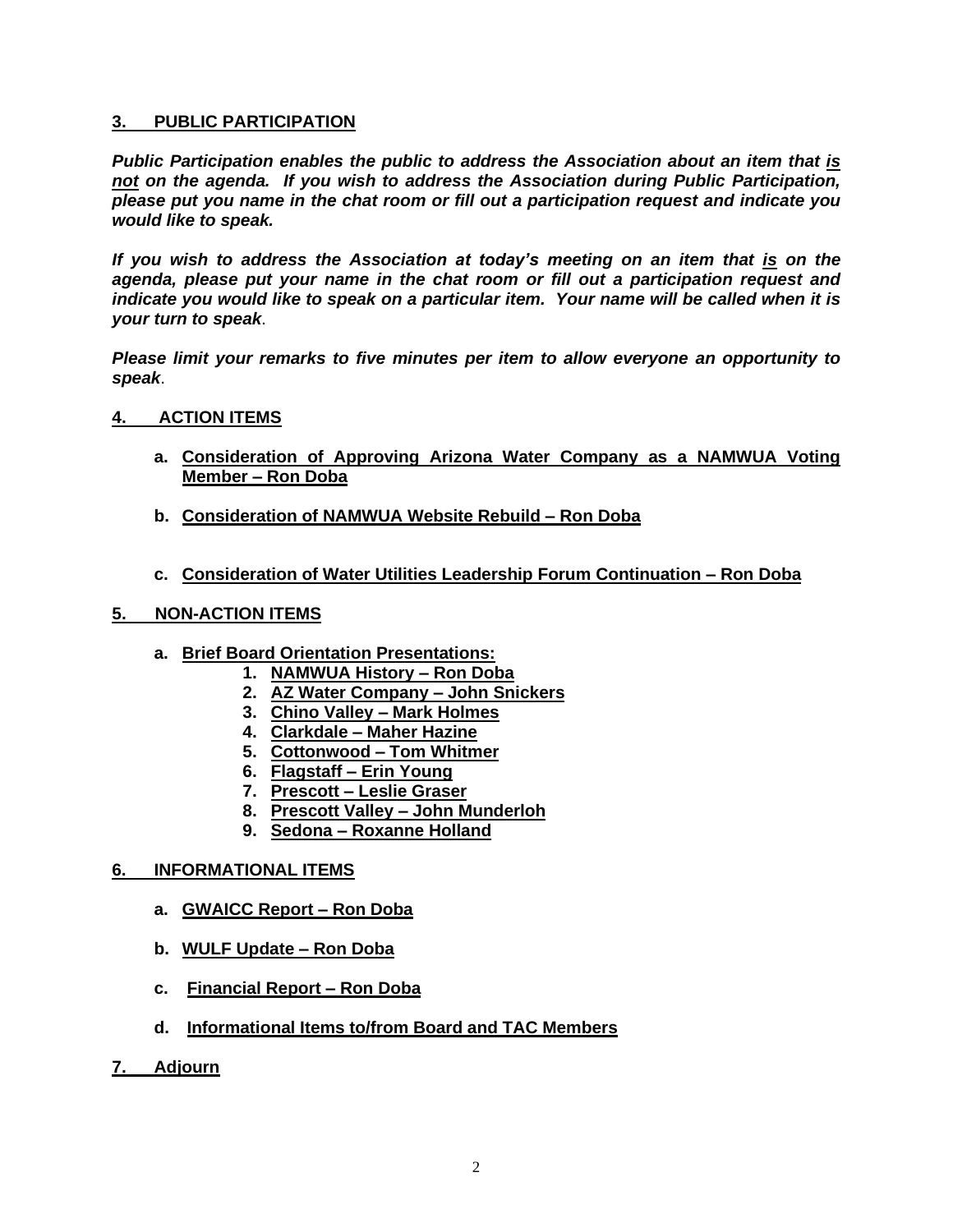## 3. PUBLIC PARTICIPATION

***Public Participation enables the public to address the Association about an item that is not on the agenda. If you wish to address the Association during Public Participation, please put you name in the chat room or fill out a participation request and indicate you would like to speak.***

***If you wish to address the Association at today's meeting on an item that is on the agenda, please put your name in the chat room or fill out a participation request and indicate you would like to speak on a particular item. Your name will be called when it is your turn to speak.***

***Please limit your remarks to five minutes per item to allow everyone an opportunity to speak.***

## 4. ACTION ITEMS

**a. Consideration of Approving Arizona Water Company as a NAMWUA Voting Member – Ron Doba**

**b. Consideration of NAMWUA Website Rebuild – Ron Doba**

**c. Consideration of Water Utilities Leadership Forum Continuation – Ron Doba**

## 5. NON-ACTION ITEMS

**a. Brief Board Orientation Presentations:**

1. **NAMWUA History – Ron Doba**
2. **AZ Water Company – John Snickers**
3. **Chino Valley – Mark Holmes**
4. **Clarkdale – Maher Hazine**
5. **Cottonwood – Tom Whitmer**
6. **Flagstaff – Erin Young**
7. **Prescott – Leslie Graser**
8. **Prescott Valley – John Munderloh**
9. **Sedona – Roxanne Holland**

## 6. INFORMATIONAL ITEMS

**a. GWAICC Report – Ron Doba**

**b. WULF Update – Ron Doba**

**c. Financial Report – Ron Doba**

**d. Informational Items to/from Board and TAC Members**

## 7. Adjourn